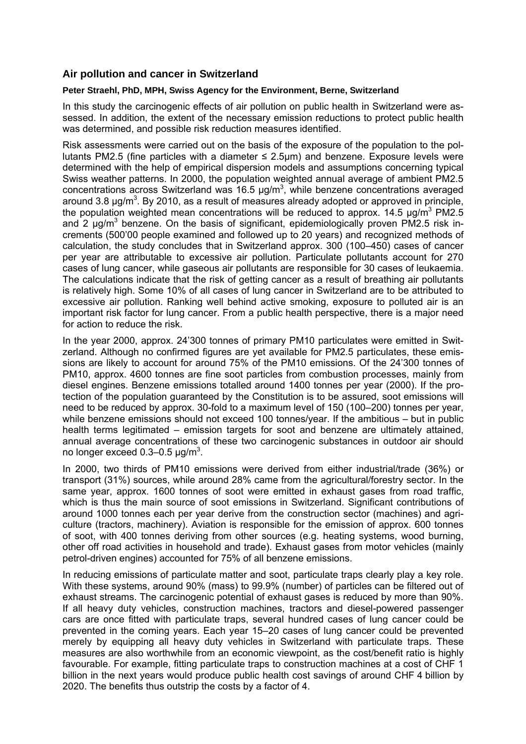## Air pollution and cancer in Switzerland

**Peter Straehl, PhD, MPH, Swiss Agency for the Environment, Berne, Switzerland**

In this study the carcinogenic effects of air pollution on public health in Switzerland were assessed. In addition, the extent of the necessary emission reductions to protect public health was determined, and possible risk reduction measures identified.

Risk assessments were carried out on the basis of the exposure of the population to the pollutants PM2.5 (fine particles with a diameter ≤ 2.5μm) and benzene. Exposure levels were determined with the help of empirical dispersion models and assumptions concerning typical Swiss weather patterns. In 2000, the population weighted annual average of ambient PM2.5 concentrations across Switzerland was 16.5 μg/m$^3$, while benzene concentrations averaged around 3.8 μg/m$^3$. By 2010, as a result of measures already adopted or approved in principle, the population weighted mean concentrations will be reduced to approx. 14.5 μg/m$^3$ PM2.5 and 2 μg/m$^3$ benzene. On the basis of significant, epidemiologically proven PM2.5 risk increments (500'00 people examined and followed up to 20 years) and recognized methods of calculation, the study concludes that in Switzerland approx. 300 (100–450) cases of cancer per year are attributable to excessive air pollution. Particulate pollutants account for 270 cases of lung cancer, while gaseous air pollutants are responsible for 30 cases of leukaemia. The calculations indicate that the risk of getting cancer as a result of breathing air pollutants is relatively high. Some 10% of all cases of lung cancer in Switzerland are to be attributed to excessive air pollution. Ranking well behind active smoking, exposure to polluted air is an important risk factor for lung cancer. From a public health perspective, there is a major need for action to reduce the risk.

In the year 2000, approx. 24'300 tonnes of primary PM10 particulates were emitted in Switzerland. Although no confirmed figures are yet available for PM2.5 particulates, these emissions are likely to account for around 75% of the PM10 emissions. Of the 24'300 tonnes of PM10, approx. 4600 tonnes are fine soot particles from combustion processes, mainly from diesel engines. Benzene emissions totalled around 1400 tonnes per year (2000). If the protection of the population guaranteed by the Constitution is to be assured, soot emissions will need to be reduced by approx. 30-fold to a maximum level of 150 (100–200) tonnes per year, while benzene emissions should not exceed 100 tonnes/year. If the ambitious – but in public health terms legitimated – emission targets for soot and benzene are ultimately attained, annual average concentrations of these two carcinogenic substances in outdoor air should no longer exceed 0.3–0.5 μg/m$^3$.

In 2000, two thirds of PM10 emissions were derived from either industrial/trade (36%) or transport (31%) sources, while around 28% came from the agricultural/forestry sector. In the same year, approx. 1600 tonnes of soot were emitted in exhaust gases from road traffic, which is thus the main source of soot emissions in Switzerland. Significant contributions of around 1000 tonnes each per year derive from the construction sector (machines) and agriculture (tractors, machinery). Aviation is responsible for the emission of approx. 600 tonnes of soot, with 400 tonnes deriving from other sources (e.g. heating systems, wood burning, other off road activities in household and trade). Exhaust gases from motor vehicles (mainly petrol-driven engines) accounted for 75% of all benzene emissions.

In reducing emissions of particulate matter and soot, particulate traps clearly play a key role. With these systems, around 90% (mass) to 99.9% (number) of particles can be filtered out of exhaust streams. The carcinogenic potential of exhaust gases is reduced by more than 90%. If all heavy duty vehicles, construction machines, tractors and diesel-powered passenger cars are once fitted with particulate traps, several hundred cases of lung cancer could be prevented in the coming years. Each year 15–20 cases of lung cancer could be prevented merely by equipping all heavy duty vehicles in Switzerland with particulate traps. These measures are also worthwhile from an economic viewpoint, as the cost/benefit ratio is highly favourable. For example, fitting particulate traps to construction machines at a cost of CHF 1 billion in the next years would produce public health cost savings of around CHF 4 billion by 2020. The benefits thus outstrip the costs by a factor of 4.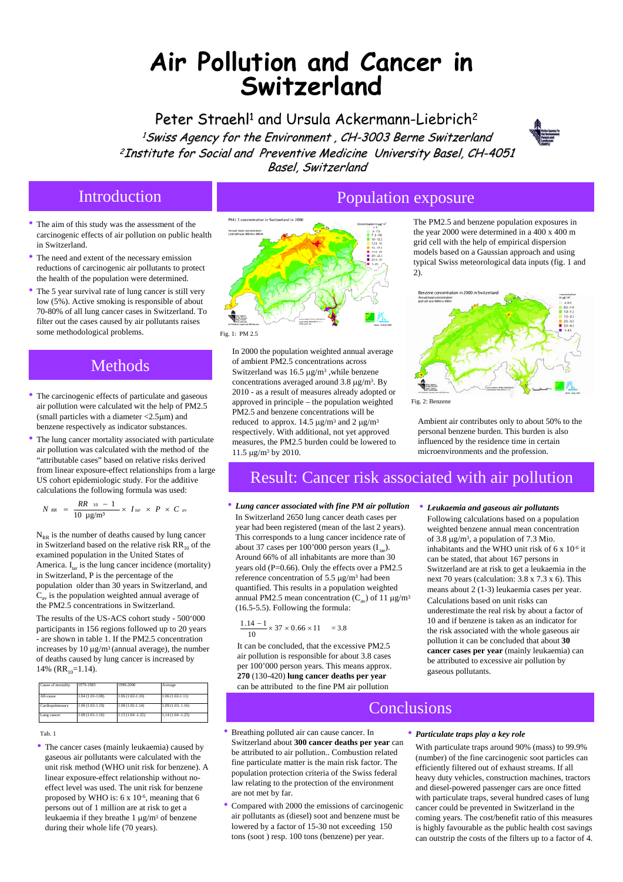# Air Pollution and Cancer in Switzerland

Peter Straehl[1] and Ursula Ackermann-Liebrich[2]

[1]*Swiss Agency for the Environment , CH-3003 Berne Switzerland*

[2]*Institute for Social and Preventive Medicine University Basel, CH-4051 Basel, Switzerland*

## Introduction

- The aim of this study was the assessment of the carcinogenic effects of air pollution on public health in Switzerland.
- The need and extent of the necessary emission reductions of carcinogenic air pollutants to protect the health of the population were determined.
- The 5 year survival rate of lung cancer is still very low (5%). Active smoking is responsible of about 70-80% of all lung cancer cases in Switzerland. To filter out the cases caused by air pollutants raises some methodological problems.

## Methods

- The carcinogenic effects of particulate and gaseous air pollution were calculated wit the help of PM2.5 (small particles with a diameter <2.5μm) and benzene respectively as indicator substances.
- The lung cancer mortality associated with particulate air pollution was calculated with the method of the "attributable cases" based on relative risks derived from linear exposure-effect relationships from a large US cohort epidemiologic study. For the additive calculations the following formula was used:

$$N_{RR} = \frac{RR_{10} - 1}{10\ \mu g/m^3} \times I_{tar} \times P \times C_{av}$$

$N_{RR}$ is the number of deaths caused by lung cancer in Switzerland based on the relative risk $RR_{10}$ of the examined population in the United States of America. $I_{tar}$ is the lung cancer incidence (mortality) in Switzerland, P is the percentage of the population older than 30 years in Switzerland, and $C_{av}$ is the population weighted annual average of the PM2.5 concentrations in Switzerland.

The results of the US-ACS cohort study - 500'000 participants in 156 regions followed up to 20 years - are shown in table 1. If the PM2.5 concentration increases by 10 μg/m³ (annual average), the number of deaths caused by lung cancer is increased by 14% ($RR_{10}$=1.14).

| Cause of mortality | 1979-1983 | 1999-2000 | Average |
|---|---|---|---|
| All-cause | 1.04 (1.01-1.08) | 1.06 (1.02-1.10) | 1.06 (1.02-1.11) |
| Cardiopulmonary | 1.06 (1.02-1.10) | 1.08 (1.02-1.14) | 1.09 (1.03- 1.16) |
| Lung cancer | 1.08 (1.01-1.16) | 1.13 (1.04 -1.22) | 1.14 (1.04 -1.23) |

Tab. 1

- The cancer cases (mainly leukaemia) caused by gaseous air pollutants were calculated with the unit risk method (WHO unit risk for benzene). A linear exposure-effect relationship without no-effect level was used. The unit risk for benzene proposed by WHO is: $6 \times 10^{-6}$, meaning that 6 persons out of 1 million are at risk to get a leukaemia if they breathe 1 μg/m³ of benzene during their whole life (70 years).

## Population exposure

PM2.5 concentration in Switzerland in 2000

Annual mean concentration
Grid cell size 400m x 400m

Concentration in μg/m³

Fig. 1: PM 2.5

In 2000 the population weighted annual average of ambient PM2.5 concentrations across Switzerland was 16.5 μg/m³ ,while benzene concentrations averaged around 3.8 μg/m³. By 2010 - as a result of measures already adopted or approved in principle – the population weighted PM2.5 and benzene concentrations will be reduced to approx. 14.5 μg/m³ and 2 μg/m³ respectively. With additional, not yet approved measures, the PM2.5 burden could be lowered to 11.5 μg/m³ by 2010.

The PM2.5 and benzene population exposures in the year 2000 were determined in a 400 x 400 m grid cell with the help of empirical dispersion models based on a Gaussian approach and using typical Swiss meteorological data inputs (fig. 1 and 2).

Benzene concentration in 2000 in Switzerland

Annual mean concentration
grid cell size 400m x 400m

Fig. 2: Benzene

Ambient air contributes only to about 50% to the personal benzene burden. This burden is also influenced by the residence time in certain microenvironments and the profession.

## Result: Cancer risk associated with air pollution

- ***Lung cancer associated with fine PM air pollution***

In Switzerland 2650 lung cancer death cases per year had been registered (mean of the last 2 years). This corresponds to a lung cancer incidence rate of about 37 cases per 100'000 person years ($I_{tar}$). Around 66% of all inhabitants are more than 30 years old (P=0.66). Only the effects over a PM2.5 reference concentration of 5.5 μg/m³ had been quantified. This results in a population weighted annual PM2.5 mean concentration ($C_{av}$) of 11 μg/m³ (16.5-5.5). Following the formula:

$$\frac{1.14 - 1}{10} \times 37 \times 0.66 \times 11 \quad = 3.8$$

It can be concluded, that the excessive PM2.5 air pollution is responsible for about 3.8 cases per 100'000 person years. This means approx. **270** (130-420) **lung cancer deaths per year** can be attributed to the fine PM air pollution

- ***Leukaemia and gaseous air pollutants***

Following calculations based on a population weighted benzene annual mean concentration of 3.8 μg/m³, a population of 7.3 Mio. inhabitants and the WHO unit risk of $6 \times 10^{-6}$ it can be stated, that about 167 persons in Switzerland are at risk to get a leukaemia in the next 70 years (calculation: 3.8 x 7.3 x 6). This means about 2 (1-3) leukaemia cases per year. Calculations based on unit risks can underestimate the real risk by about a factor of 10 and if benzene is taken as an indicator for the risk associated with the whole gaseous air pollution it can be concluded that about **30 cancer cases per year** (mainly leukaemia) can be attributed to excessive air pollution by gaseous pollutants.

## Conclusions

- Breathing polluted air can cause cancer. In Switzerland about **300 cancer deaths per year** can be attributed to air pollution.. Combustion related fine particulate matter is the main risk factor. The population protection criteria of the Swiss federal law relating to the protection of the environment are not met by far.
- Compared with 2000 the emissions of carcinogenic air pollutants as (diesel) soot and benzene must be lowered by a factor of 15-30 not exceeding 150 tons (soot ) resp. 100 tons (benzene) per year.
- ***Particulate traps play a key role***

With particulate traps around 90% (mass) to 99.9% (number) of the fine carcinogenic soot particles can be efficiently filtered out of exhaust streams. If all heavy duty vehicles, construction machines, tractors and diesel-powered passenger cars are once fitted with particulate traps, several hundred cases of lung cancer could be prevented in Switzerland in the coming years. The cost/benefit ratio of this measures is highly favourable as the public health cost savings can outstrip the costs of the filters up to a factor of 4.